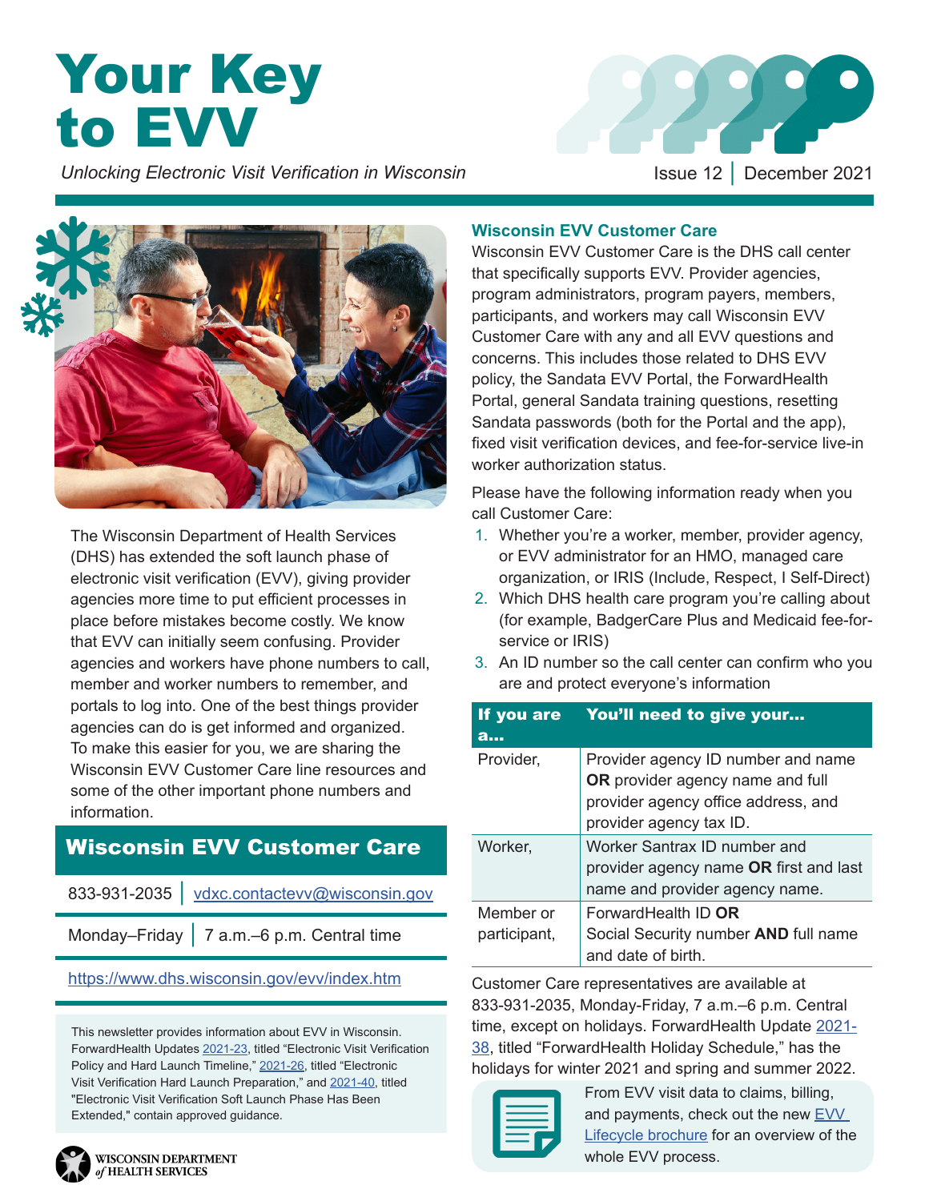# Your Key to EVV

*Unlocking Electronic Visit Verification in Wisconsin*

Issue 12 | December 2021

The Wisconsin Department of Health Services (DHS) has extended the soft launch phase of electronic visit verification (EVV), giving provider agencies more time to put efficient processes in place before mistakes become costly. We know that EVV can initially seem confusing. Provider agencies and workers have phone numbers to call, member and worker numbers to remember, and portals to log into. One of the best things provider agencies can do is get informed and organized. To make this easier for you, we are sharing the Wisconsin EVV Customer Care line resources and some of the other important phone numbers and information.

## Wisconsin EVV Customer Care

833-931-2035 | vdxc.contactevv@wisconsin.gov

Monday–Friday | 7 a.m.–6 p.m. Central time

https://www.dhs.wisconsin.gov/evv/index.htm

This newsletter provides information about EVV in Wisconsin. ForwardHealth Updates 2021-23, titled "Electronic Visit Verification Policy and Hard Launch Timeline," 2021-26, titled "Electronic Visit Verification Hard Launch Preparation," and 2021-40, titled "Electronic Visit Verification Soft Launch Phase Has Been Extended," contain approved guidance.

### Wisconsin EVV Customer Care

Wisconsin EVV Customer Care is the DHS call center that specifically supports EVV. Provider agencies, program administrators, program payers, members, participants, and workers may call Wisconsin EVV Customer Care with any and all EVV questions and concerns. This includes those related to DHS EVV policy, the Sandata EVV Portal, the ForwardHealth Portal, general Sandata training questions, resetting Sandata passwords (both for the Portal and the app), fixed visit verification devices, and fee-for-service live-in worker authorization status.

Please have the following information ready when you call Customer Care:

1. Whether you're a worker, member, provider agency, or EVV administrator for an HMO, managed care organization, or IRIS (Include, Respect, I Self-Direct)
2. Which DHS health care program you're calling about (for example, BadgerCare Plus and Medicaid fee-for-service or IRIS)
3. An ID number so the call center can confirm who you are and protect everyone's information

| If you are a… | You'll need to give your… |
|---|---|
| Provider, | Provider agency ID number and name **OR** provider agency name and full provider agency office address, and provider agency tax ID. |
| Worker, | Worker Santrax ID number and provider agency name **OR** first and last name and provider agency name. |
| Member or participant, | ForwardHealth ID **OR** Social Security number **AND** full name and date of birth. |

Customer Care representatives are available at 833-931-2035, Monday-Friday, 7 a.m.–6 p.m. Central time, except on holidays. ForwardHealth Update 2021-38, titled "ForwardHealth Holiday Schedule," has the holidays for winter 2021 and spring and summer 2022.

From EVV visit data to claims, billing, and payments, check out the new EVV Lifecycle brochure for an overview of the whole EVV process.

WISCONSIN DEPARTMENT of HEALTH SERVICES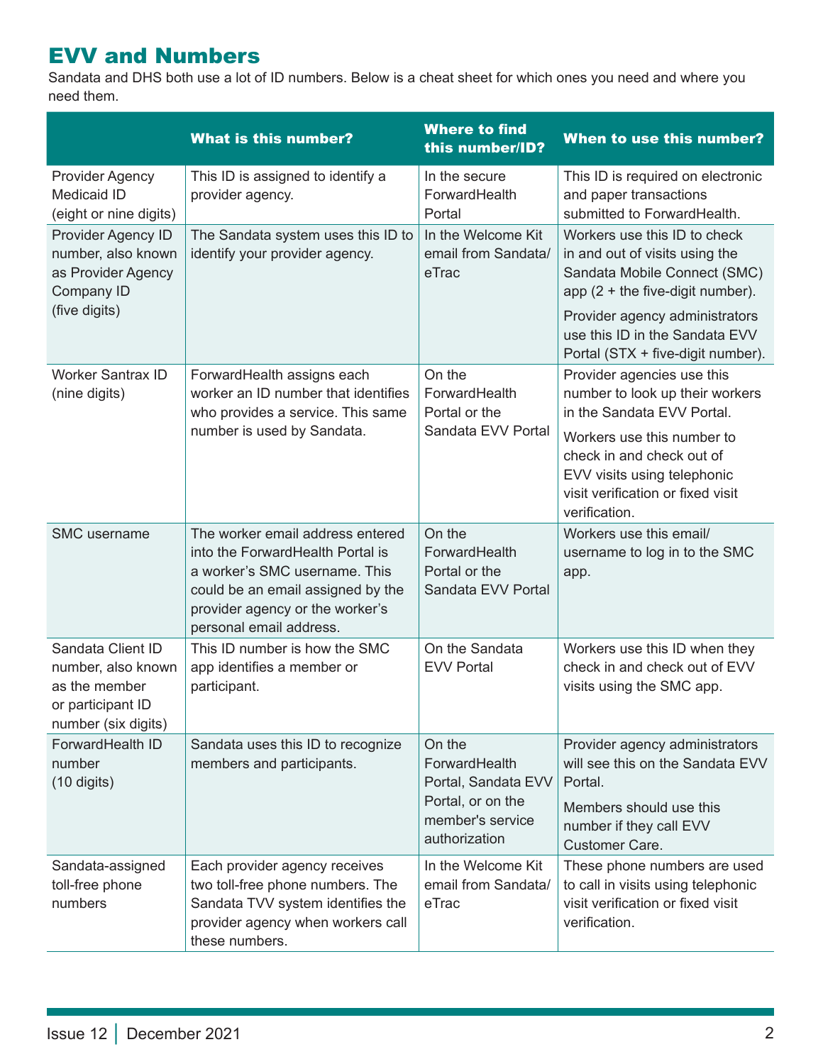## EVV and Numbers

Sandata and DHS both use a lot of ID numbers. Below is a cheat sheet for which ones you need and where you need them.

| | What is this number? | Where to find this number/ID? | When to use this number? |
|---|---|---|---|
| Provider Agency Medicaid ID (eight or nine digits) | This ID is assigned to identify a provider agency. | In the secure ForwardHealth Portal | This ID is required on electronic and paper transactions submitted to ForwardHealth. |
| Provider Agency ID number, also known as Provider Agency Company ID (five digits) | The Sandata system uses this ID to identify your provider agency. | In the Welcome Kit email from Sandata/ eTrac | Workers use this ID to check in and out of visits using the Sandata Mobile Connect (SMC) app (2 + the five-digit number).<br><br>Provider agency administrators use this ID in the Sandata EVV Portal (STX + five-digit number). |
| Worker Santrax ID (nine digits) | ForwardHealth assigns each worker an ID number that identifies who provides a service. This same number is used by Sandata. | On the ForwardHealth Portal or the Sandata EVV Portal | Provider agencies use this number to look up their workers in the Sandata EVV Portal.<br><br>Workers use this number to check in and check out of EVV visits using telephonic visit verification or fixed visit verification. |
| SMC username | The worker email address entered into the ForwardHealth Portal is a worker's SMC username. This could be an email assigned by the provider agency or the worker's personal email address. | On the ForwardHealth Portal or the Sandata EVV Portal | Workers use this email/ username to log in to the SMC app. |
| Sandata Client ID number, also known as the member or participant ID number (six digits) | This ID number is how the SMC app identifies a member or participant. | On the Sandata EVV Portal | Workers use this ID when they check in and check out of EVV visits using the SMC app. |
| ForwardHealth ID number (10 digits) | Sandata uses this ID to recognize members and participants. | On the ForwardHealth Portal, Sandata EVV Portal, or on the member's service authorization | Provider agency administrators will see this on the Sandata EVV Portal.<br><br>Members should use this number if they call EVV Customer Care. |
| Sandata-assigned toll-free phone numbers | Each provider agency receives two toll-free phone numbers. The Sandata TVV system identifies the provider agency when workers call these numbers. | In the Welcome Kit email from Sandata/ eTrac | These phone numbers are used to call in visits using telephonic visit verification or fixed visit verification. |